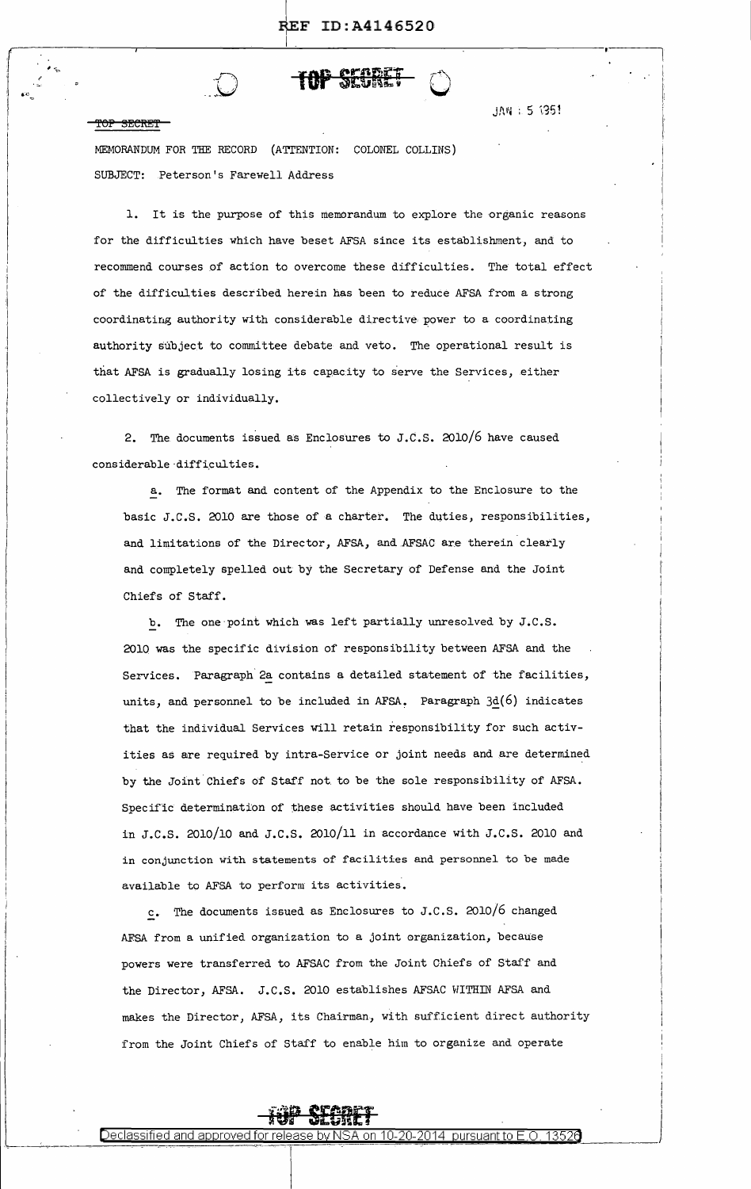TOP SECRET

JAN 5 1951

MEMORANDUM FOR THE RECORD (ATTENTION: COLONEL COLLINS)

SUBJECT: Peterson's Farewell Address

1. It is the purpose of this memorandum to explore the organic reasons for the difficulties which have beset AFSA since its establishment, and to recommend courses of action to overcome these difficulties. The total effect of the difficulties described herein has been to reduce AFSA from a strong coordinating authority with considerable directive power to a coordinating authority subject to committee debate and veto. The operational result is that AFSA is gradually losing its capacity to serve the Services, either collectively or individually.

2. The documents issued as Enclosures to J.C.S. 2010/6 have caused considerable difficulties.

   a. The format and content of the Appendix to the Enclosure to the basic J.C.S. 2010 are those of a charter. The duties, responsibilities, and limitations of the Director, AFSA, and AFSAC are therein clearly and completely spelled out by the Secretary of Defense and the Joint Chiefs of Staff.

   b. The one point which was left partially unresolved by J.C.S. 2010 was the specific division of responsibility between AFSA and the Services. Paragraph 2a contains a detailed statement of the facilities, units, and personnel to be included in AFSA. Paragraph 3d(6) indicates that the individual Services will retain responsibility for such activities as are required by intra-Service or joint needs and are determined by the Joint Chiefs of Staff not to be the sole responsibility of AFSA. Specific determination of these activities should have been included in J.C.S. 2010/10 and J.C.S. 2010/11 in accordance with J.C.S. 2010 and in conjunction with statements of facilities and personnel to be made available to AFSA to perform its activities.

   c. The documents issued as Enclosures to J.C.S. 2010/6 changed AFSA from a unified organization to a joint organization, because powers were transferred to AFSAC from the Joint Chiefs of Staff and the Director, AFSA. J.C.S. 2010 establishes AFSAC WITHIN AFSA and makes the Director, AFSA, its Chairman, with sufficient direct authority from the Joint Chiefs of Staff to enable him to organize and operate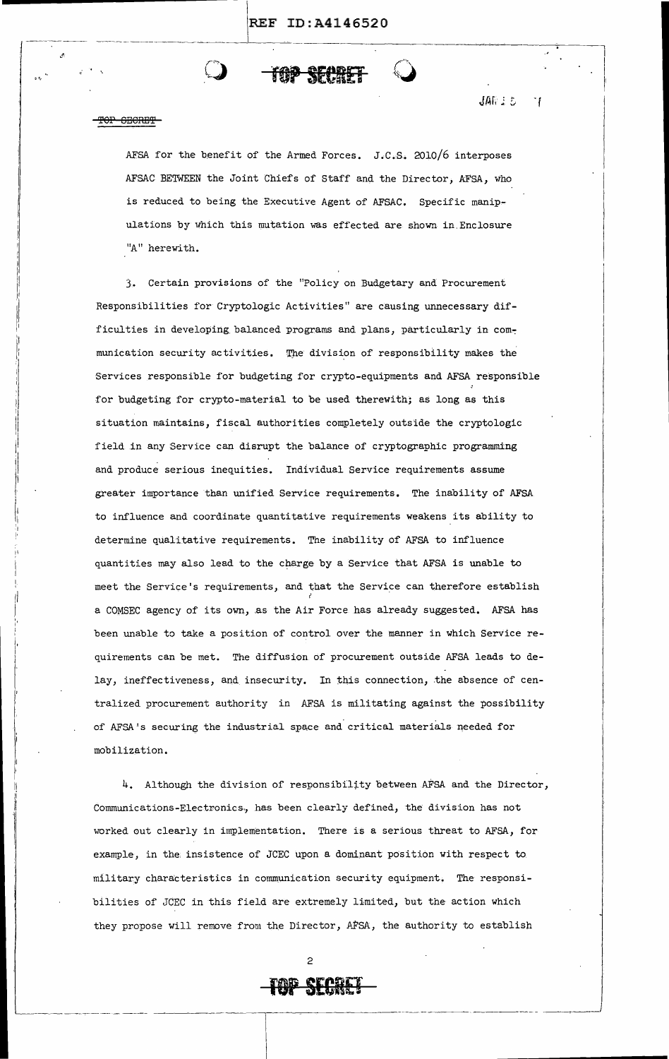AFSA for the benefit of the Armed Forces. J.C.S. 2010/6 interposes AFSAC BETWEEN the Joint Chiefs of Staff and the Director, AFSA, who is reduced to being the Executive Agent of AFSAC. Specific manipulations by which this mutation was effected are shown in Enclosure "A" herewith.

3. Certain provisions of the "Policy on Budgetary and Procurement Responsibilities for Cryptologic Activities" are causing unnecessary difficulties in developing balanced programs and plans, particularly in communication security activities. The division of responsibility makes the Services responsible for budgeting for crypto-equipments and AFSA responsible for budgeting for crypto-material to be used therewith; as long as this situation maintains, fiscal authorities completely outside the cryptologic field in any Service can disrupt the balance of cryptographic programming and produce serious inequities. Individual Service requirements assume greater importance than unified Service requirements. The inability of AFSA to influence and coordinate quantitative requirements weakens its ability to determine qualitative requirements. The inability of AFSA to influence quantities may also lead to the charge by a Service that AFSA is unable to meet the Service's requirements, and that the Service can therefore establish a COMSEC agency of its own, as the Air Force has already suggested. AFSA has been unable to take a position of control over the manner in which Service requirements can be met. The diffusion of procurement outside AFSA leads to delay, ineffectiveness, and insecurity. In this connection, the absence of centralized procurement authority in AFSA is militating against the possibility of AFSA's securing the industrial space and critical materials needed for mobilization.

4. Although the division of responsibility between AFSA and the Director, Communications-Electronics, has been clearly defined, the division has not worked out clearly in implementation. There is a serious threat to AFSA, for example, in the insistence of JCEC upon a dominant position with respect to military characteristics in communication security equipment. The responsibilities of JCEC in this field are extremely limited, but the action which they propose will remove from the Director, AFSA, the authority to establish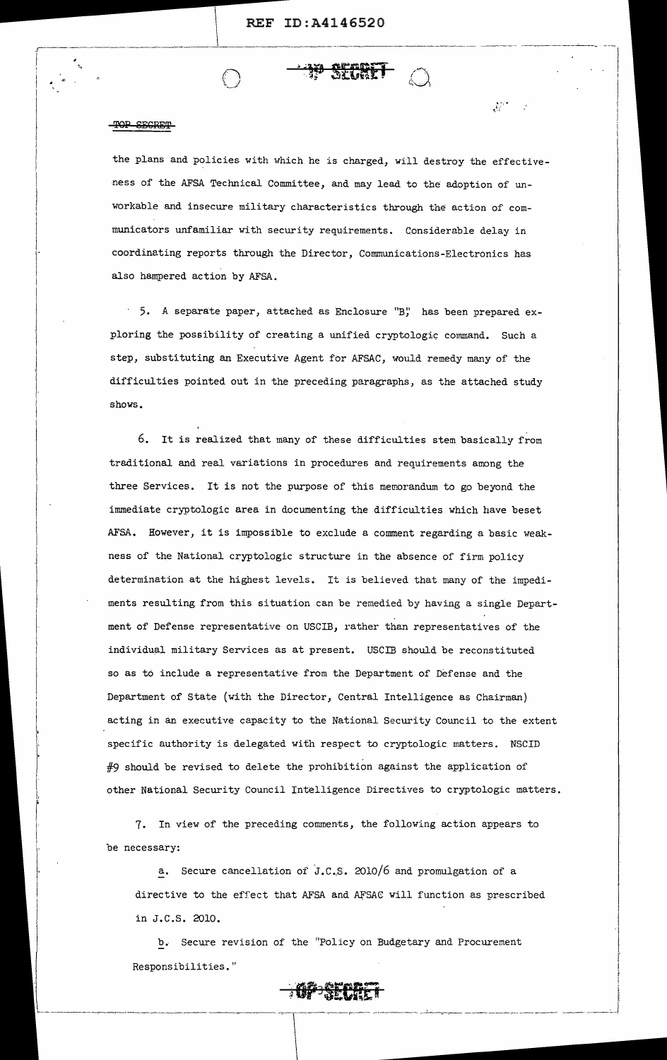the plans and policies with which he is charged, will destroy the effectiveness of the AFSA Technical Committee, and may lead to the adoption of unworkable and insecure military characteristics through the action of communicators unfamiliar with security requirements. Considerable delay in coordinating reports through the Director, Communications-Electronics has also hampered action by AFSA.

5. A separate paper, attached as Enclosure "B," has been prepared exploring the possibility of creating a unified cryptologic command. Such a step, substituting an Executive Agent for AFSAC, would remedy many of the difficulties pointed out in the preceding paragraphs, as the attached study shows.

6. It is realized that many of these difficulties stem basically from traditional and real variations in procedures and requirements among the three Services. It is not the purpose of this memorandum to go beyond the immediate cryptologic area in documenting the difficulties which have beset AFSA. However, it is impossible to exclude a comment regarding a basic weakness of the National cryptologic structure in the absence of firm policy determination at the highest levels. It is believed that many of the impediments resulting from this situation can be remedied by having a single Department of Defense representative on USCIB, rather than representatives of the individual military Services as at present. USCIB should be reconstituted so as to include a representative from the Department of Defense and the Department of State (with the Director, Central Intelligence as Chairman) acting in an executive capacity to the National Security Council to the extent specific authority is delegated with respect to cryptologic matters. NSCID #9 should be revised to delete the prohibition against the application of other National Security Council Intelligence Directives to cryptologic matters.

7. In view of the preceding comments, the following action appears to be necessary:

a. Secure cancellation of J.C.S. 2010/6 and promulgation of a directive to the effect that AFSA and AFSAC will function as prescribed in J.C.S. 2010.

b. Secure revision of the "Policy on Budgetary and Procurement Responsibilities."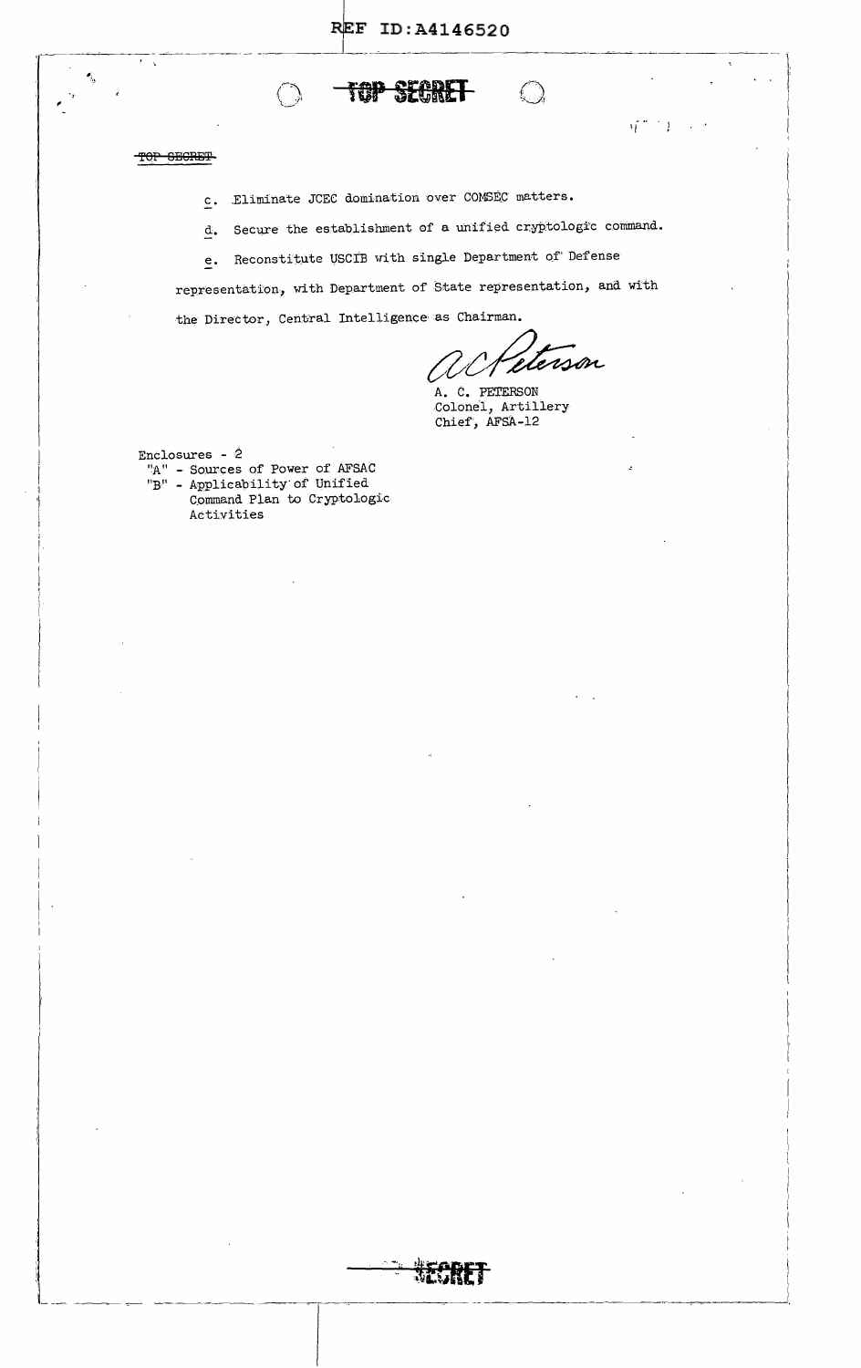c. Eliminate JCEC domination over COMSEC matters.

d. Secure the establishment of a unified cryptologic command.

e. Reconstitute USCIB with single Department of Defense representation, with Department of State representation, and with the Director, Central Intelligence as Chairman.

A. C. PETERSON
Colonel, Artillery
Chief, AFSA-12

Enclosures - 2
"A" - Sources of Power of AFSAC
"B" - Applicability of Unified Command Plan to Cryptologic Activities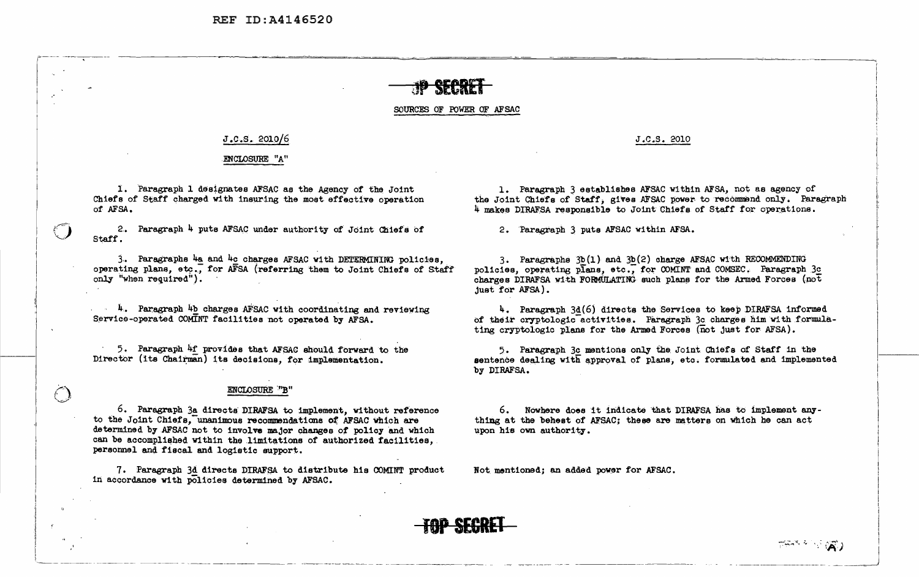TOP SECRET

SOURCES OF POWER OF AFSAC

| J.C.S. 2010/6 | J.C.S. 2010 |
| --- | --- |
| ENCLOSURE "A" | |
| 1. Paragraph 1 designates AFSAC as the Agency of the Joint Chiefs of Staff charged with insuring the most effective operation of AFSA. | 1. Paragraph 3 establishes AFSAC within AFSA, not as agency of the Joint Chiefs of Staff, gives AFSAC power to recommend only. Paragraph 4 makes DIRAFSA responsible to Joint Chiefs of Staff for operations. |
| 2. Paragraph 4 puts AFSAC under authority of Joint Chiefs of Staff. | 2. Paragraph 3 puts AFSAC within AFSA. |
| 3. Paragraphs 4a and 4c charges AFSAC with DETERMINING policies, operating plans, etc., for AFSA (referring them to Joint Chiefs of Staff only "when required"). | 3. Paragraphs 3b(1) and 3b(2) charge AFSAC with RECOMMENDING policies, operating plans, etc., for COMINT and COMSEC. Paragraph 3c charges DIRAFSA with FORMULATING such plans for the Armed Forces (not just for AFSA). |
| 4. Paragraph 4b charges AFSAC with coordinating and reviewing Service-operated COMINT facilities not operated by AFSA. | 4. Paragraph 3d(6) directs the Services to keep DIRAFSA informed of their cryptologic activities. Paragraph 3c charges him with formulating cryptologic plans for the Armed Forces (not just for AFSA). |
| 5. Paragraph 4f provides that AFSAC should forward to the Director (its Chairman) its decisions, for implementation. | 5. Paragraph 3c mentions only the Joint Chiefs of Staff in the sentence dealing with approval of plans, etc. formulated and implemented by DIRAFSA. |
| ENCLOSURE "B" | |
| 6. Paragraph 3a directs DIRAFSA to implement, without reference to the Joint Chiefs, unanimous recommendations of AFSAC which are determined by AFSAC not to involve major changes of policy and which can be accomplished within the limitations of authorized facilities, personnel and fiscal and logistic support. | 6. Nowhere does it indicate that DIRAFSA has to implement anything at the behest of AFSAC; these are matters on which he can act upon his own authority. |
| 7. Paragraph 3d directs DIRAFSA to distribute his COMINT product in accordance with policies determined by AFSAC. | Not mentioned; an added power for AFSAC. |

TOP SECRET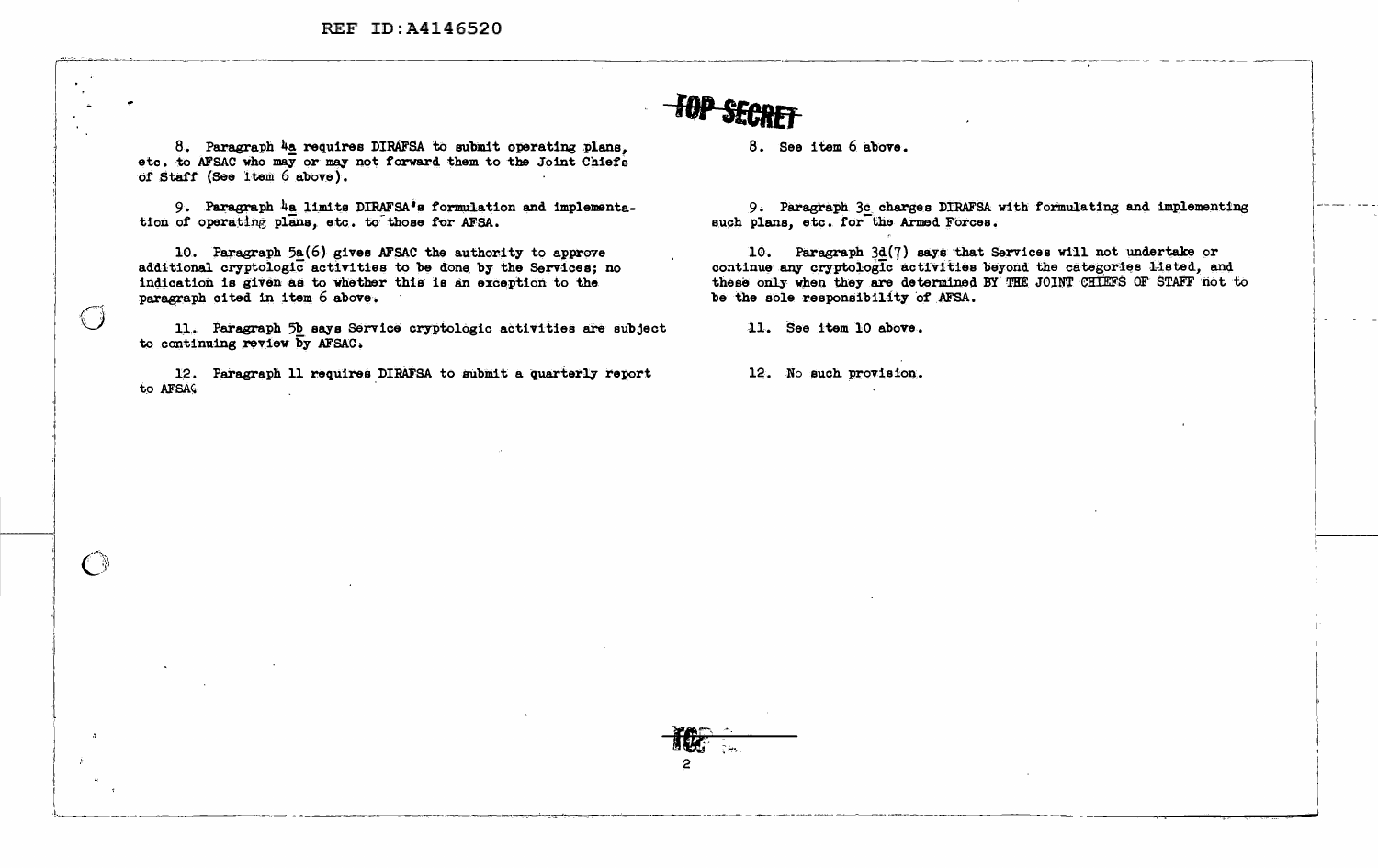TOP SECRET

| | |
|---|---|
| 8. Paragraph 4a requires DIRAFSA to submit operating plans, etc. to AFSAC who may or may not forward them to the Joint Chiefs of Staff (See item 6 above). | 8. See item 6 above. |
| 9. Paragraph 4a limits DIRAFSA's formulation and implementation of operating plans, etc. to those for AFSA. | 9. Paragraph 3c charges DIRAFSA with formulating and implementing such plans, etc. for the Armed Forces. |
| 10. Paragraph 5a(6) gives AFSAC the authority to approve additional cryptologic activities to be done by the Services; no indication is given as to whether this is an exception to the paragraph cited in item 6 above. | 10. Paragraph 3d(7) says that Services will not undertake or continue any cryptologic activities beyond the categories listed, and these only when they are determined BY THE JOINT CHIEFS OF STAFF not to be the sole responsibility of AFSA. |
| 11. Paragraph 5b says Service cryptologic activities are subject to continuing review by AFSAC. | 11. See item 10 above. |
| 12. Paragraph 11 requires DIRAFSA to submit a quarterly report to AFSAC | 12. No such provision. |

TOP SECRET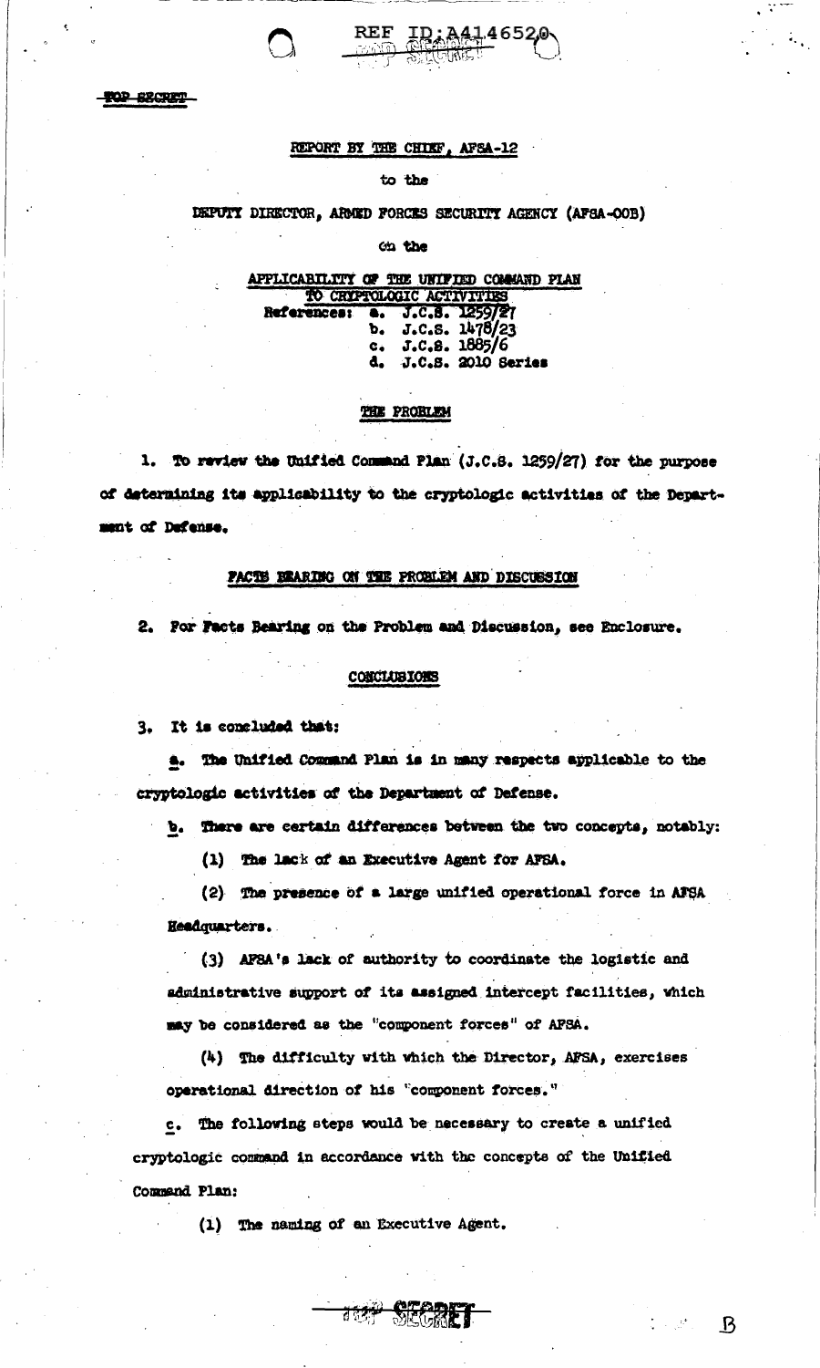REF ID:A414652

TOP SECRET

REPORT BY THE CHIEF, AFSA-12

to the

DEPUTY DIRECTOR, ARMED FORCES SECURITY AGENCY (AFSA-OOB)

on the

APPLICABILITY OF THE UNIFIED COMMAND PLAN TO CRYPTOLOGIC ACTIVITIES

References:
- a. J.C.S. 1259/27
- b. J.C.S. 1478/23
- c. J.C.S. 1885/6
- d. J.C.S. 2010 Series

## THE PROBLEM

1. To review the Unified Command Plan (J.C.S. 1259/27) for the purpose of determining its applicability to the cryptologic activities of the Department of Defense.

## FACTS BEARING ON THE PROBLEM AND DISCUSSION

2. For Facts Bearing on the Problem and Discussion, see Enclosure.

## CONCLUSIONS

3. It is concluded that:

a. The Unified Command Plan is in many respects applicable to the cryptologic activities of the Department of Defense.

b. There are certain differences between the two concepts, notably:

(1) The lack of an Executive Agent for AFSA.

(2) The presence of a large unified operational force in AFSA Headquarters.

(3) AFSA's lack of authority to coordinate the logistic and administrative support of its assigned intercept facilities, which may be considered as the "component forces" of AFSA.

(4) The difficulty with which the Director, AFSA, exercises operational direction of his "component forces."

c. The following steps would be necessary to create a unified cryptologic command in accordance with the concepts of the Unified Command Plan:

(1) The naming of an Executive Agent.

TOP SECRET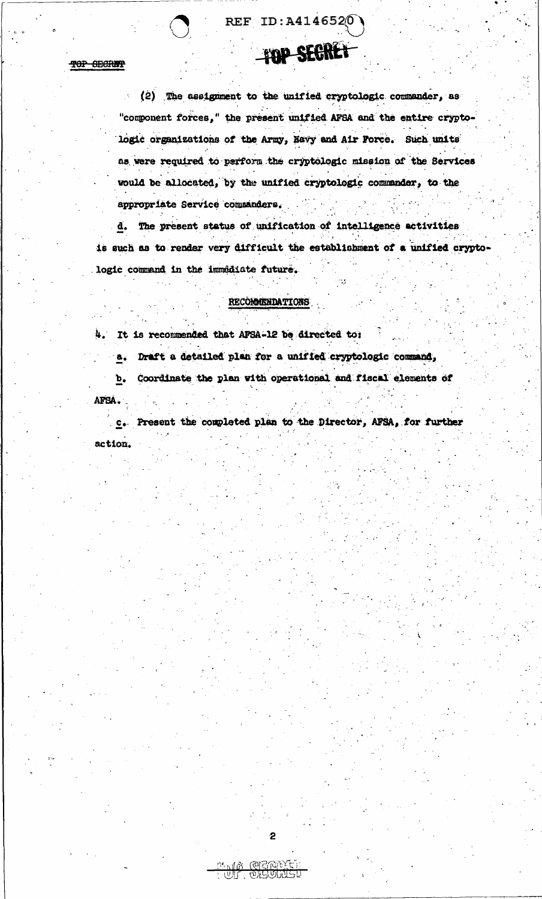(2) The assignment to the unified cryptologic commander, as "component forces," the present unified AFSA and the entire cryptologic organizations of the Army, Navy and Air Force. Such units as were required to perform the cryptologic mission of the Services would be allocated, by the unified cryptologic commander, to the appropriate Service commanders.

d. The present status of unification of intelligence activities is such as to render very difficult the establishment of a unified cryptologic command in the immediate future.

## RECOMMENDATIONS

4. It is recommended that AFSA-12 be directed to:

a. Draft a detailed plan for a unified cryptologic command,

b. Coordinate the plan with operational and fiscal elements of AFSA.

c. Present the completed plan to the Director, AFSA, for further action.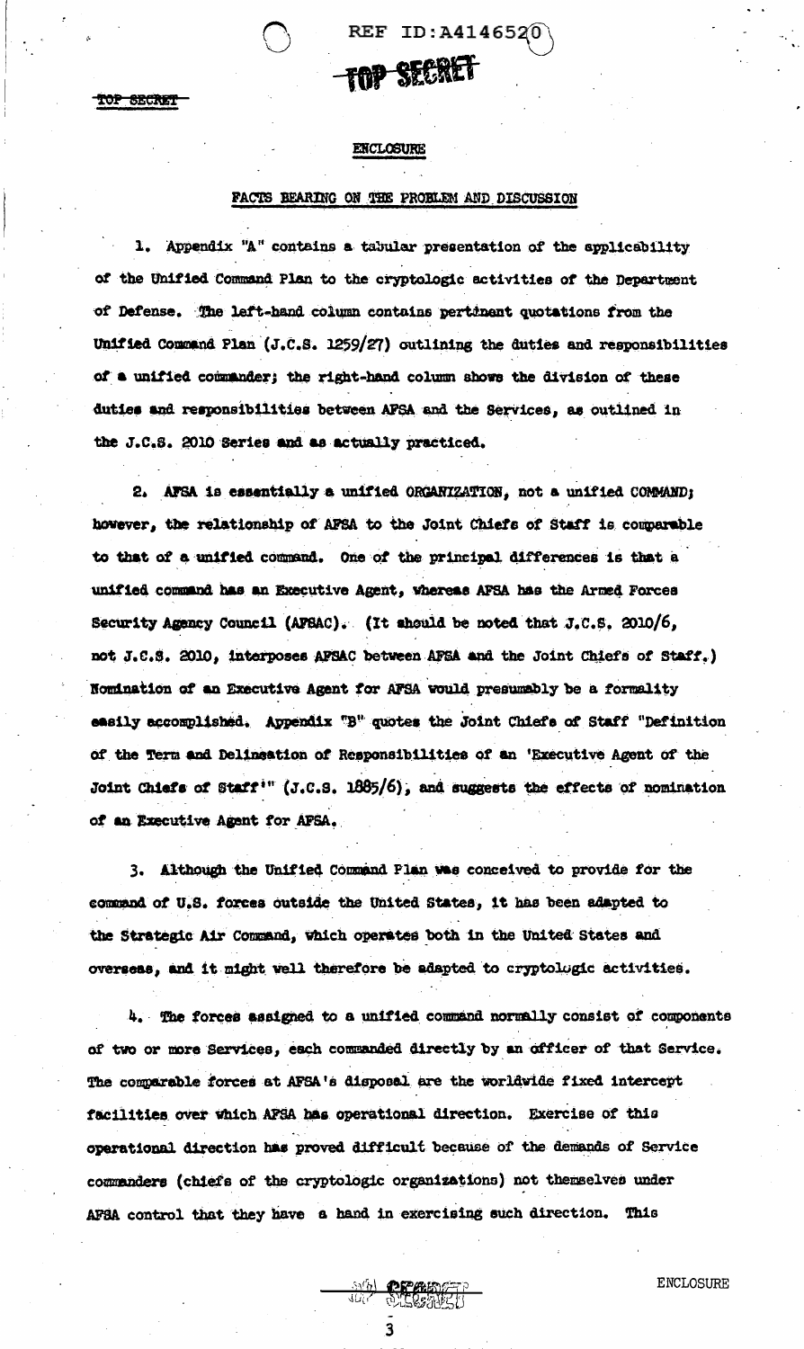REF ID:A414652

TOP SECRET

TOP SECRET

ENCLOSURE

FACTS BEARING ON THE PROBLEM AND DISCUSSION

1. Appendix "A" contains a tabular presentation of the applicability of the Unified Command Plan to the cryptologic activities of the Department of Defense. The left-hand column contains pertinent quotations from the Unified Command Plan (J.C.S. 1259/27) outlining the duties and responsibilities of a unified commander; the right-hand column shows the division of these duties and responsibilities between AFSA and the Services, as outlined in the J.C.S. 2010 Series and as actually practiced.

2. AFSA is essentially a unified ORGANIZATION, not a unified COMMAND; however, the relationship of AFSA to the Joint Chiefs of Staff is comparable to that of a unified command. One of the principal differences is that a unified command has an Executive Agent, whereas AFSA has the Armed Forces Security Agency Council (AFSAC). (It should be noted that J.C.S. 2010/6, not J.C.S. 2010, interposes AFSAC between AFSA and the Joint Chiefs of Staff.) Nomination of an Executive Agent for AFSA would presumably be a formality easily accomplished. Appendix "B" quotes the Joint Chiefs of Staff "Definition of the Term and Delineation of Responsibilities of an 'Executive Agent of the Joint Chiefs of Staff'" (J.C.S. 1885/6), and suggests the effects of nomination of an Executive Agent for AFSA.

3. Although the Unified Command Plan was conceived to provide for the command of U.S. forces outside the United States, it has been adapted to the Strategic Air Command, which operates both in the United States and overseas, and it might well therefore be adapted to cryptologic activities.

4. The forces assigned to a unified command normally consist of components of two or more Services, each commanded directly by an officer of that Service. The comparable forces at AFSA's disposal are the worldwide fixed intercept facilities over which AFSA has operational direction. Exercise of this operational direction has proved difficult because of the demands of Service commanders (chiefs of the cryptologic organizations) not themselves under AFSA control that they have a hand in exercising such direction. This

ENCLOSURE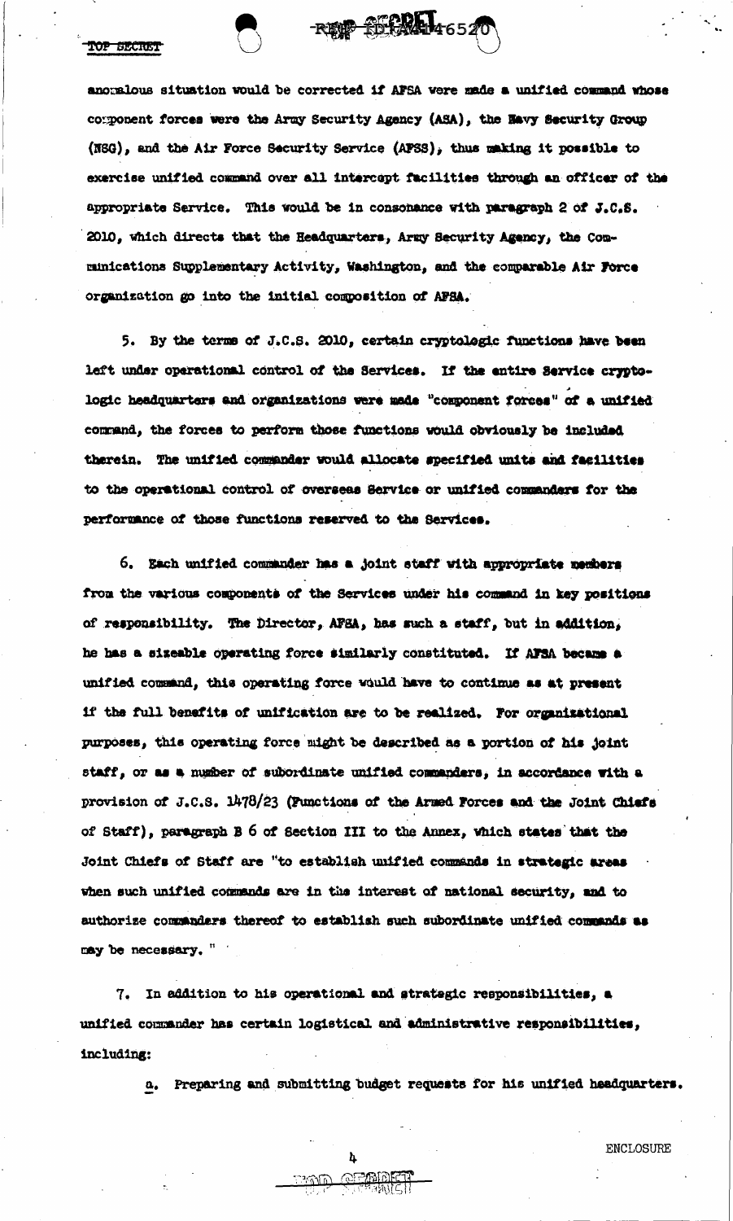anomalous situation would be corrected if AFSA were made a unified command whose component forces were the Army Security Agency (ASA), the Navy Security Group (NSG), and the Air Force Security Service (AFSS), thus making it possible to exercise unified command over all intercept facilities through an officer of the appropriate Service. This would be in consonance with paragraph 2 of J.C.S. 2010, which directs that the Headquarters, Army Security Agency, the Communications Supplementary Activity, Washington, and the comparable Air Force organization go into the initial composition of AFSA.

5. By the terms of J.C.S. 2010, certain cryptologic functions have been left under operational control of the Services. If the entire Service cryptologic headquarters and organizations were made "component forces" of a unified command, the forces to perform those functions would obviously be included therein. The unified commander would allocate specified units and facilities to the operational control of overseas Service or unified commanders for the performance of those functions reserved to the Services.

6. Each unified commander has a joint staff with appropriate members from the various components of the Services under his command in key positions of responsibility. The Director, AFSA, has such a staff, but in addition, he has a sizeable operating force similarly constituted. If AFSA became a unified command, this operating force would have to continue as at present if the full benefits of unification are to be realized. For organizational purposes, this operating force might be described as a portion of his joint staff, or as a number of subordinate unified commanders, in accordance with a provision of J.C.S. 1478/23 (Functions of the Armed Forces and the Joint Chiefs of Staff), paragraph B 6 of Section III to the Annex, which states that the Joint Chiefs of Staff are "to establish unified commands in strategic areas when such unified commands are in the interest of national security, and to authorize commanders thereof to establish such subordinate unified commands as may be necessary."

7. In addition to his operational and strategic responsibilities, a unified commander has certain logistical and administrative responsibilities, including:

a. Preparing and submitting budget requests for his unified headquarters.

ENCLOSURE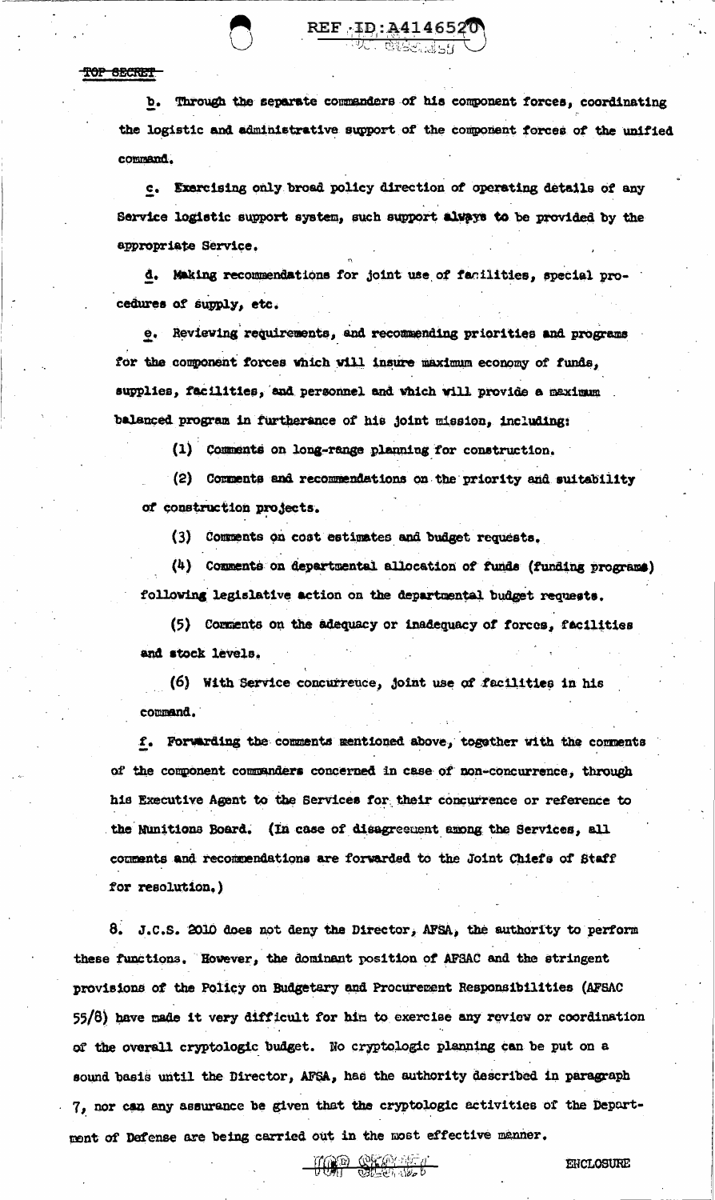b. Through the separate commanders of his component forces, coordinating the logistic and administrative support of the component forces of the unified command.

c. Exercising only broad policy direction of operating details of any Service logistic support system, such support always to be provided by the appropriate Service.

d. Making recommendations for joint use of facilities, special procedures of supply, etc.

e. Reviewing requirements, and recommending priorities and programs for the component forces which will insure maximum economy of funds, supplies, facilities, and personnel and which will provide a maximum balanced program in furtherance of his joint mission, including:

(1) Comments on long-range planning for construction.

(2) Comments and recommendations on the priority and suitability of construction projects.

(3) Comments on cost estimates and budget requests.

(4) Comments on departmental allocation of funds (funding programs) following legislative action on the departmental budget requests.

(5) Comments on the adequacy or inadequacy of forces, facilities and stock levels.

(6) With Service concurrence, joint use of facilities in his command.

f. Forwarding the comments mentioned above, together with the comments of the component commanders concerned in case of non-concurrence, through his Executive Agent to the Services for their concurrence or reference to the Munitions Board. (In case of disagreement among the Services, all comments and recommendations are forwarded to the Joint Chiefs of Staff for resolution.)

8. J.C.S. 2010 does not deny the Director, AFSA, the authority to perform these functions. However, the dominant position of AFSAC and the stringent provisions of the Policy on Budgetary and Procurement Responsibilities (AFSAC 55/8) have made it very difficult for him to exercise any review or coordination of the overall cryptologic budget. No cryptologic planning can be put on a sound basis until the Director, AFSA, has the authority described in paragraph 7, nor can any assurance be given that the cryptologic activities of the Department of Defense are being carried out in the most effective manner.

ENCLOSURE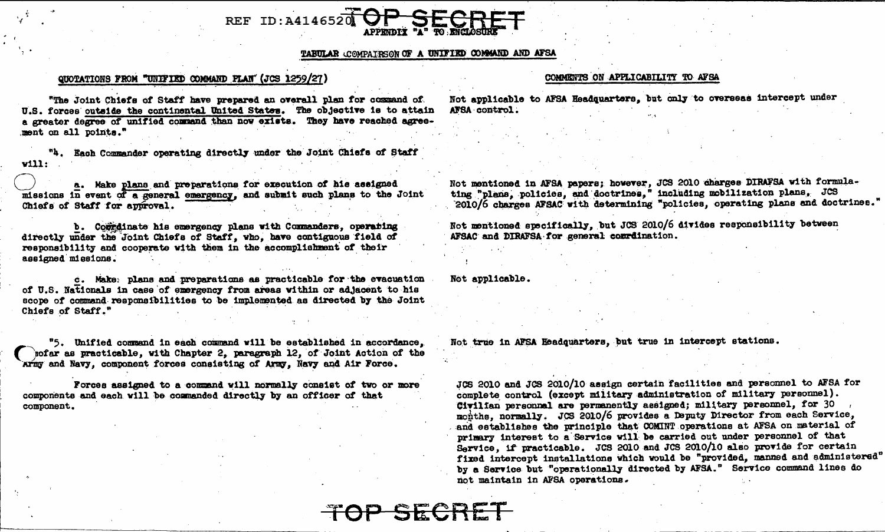REF ID:A4146520 TOP SECRET

APPENDIX "A" TO ENCLOSURE

## TABULAR COMPARISON OF A UNIFIED COMMAND AND AFSA

| QUOTATIONS FROM "UNIFIED COMMAND PLAN" (JCS 1259/27) | COMMENTS ON APPLICABILITY TO AFSA |
|---|---|
| "The Joint Chiefs of Staff have prepared an overall plan for command of U.S. forces outside the continental United States. The objective is to attain a greater degree of unified command than now exists. They have reached agreement on all points." | Not applicable to AFSA Headquarters, but only to overseas intercept under AFSA control. |
| "4. Each Commander operating directly under the Joint Chiefs of Staff will: | |
| a. Make plans and preparations for execution of his assigned missions in event of a general emergency, and submit such plans to the Joint Chiefs of Staff for approval. | Not mentioned in AFSA papers; however, JCS 2010 charges DIRAFSA with formulating "plans, policies, and doctrines," including mobilization plans. JCS 2010/6 charges AFSAC with determining "policies, operating plans and doctrines." |
| b. Coordinate his emergency plans with Commanders, operating directly under the Joint Chiefs of Staff, who have contiguous field of responsibility and cooperate with them in the accomplishment of their assigned missions. | Not mentioned specifically, but JCS 2010/6 divides responsibility between AFSAC and DIRAFSA for general coordination. |
| c. Make plans and preparations as practicable for the evacuation of U.S. Nationals in case of emergency from areas within or adjacent to his scope of command responsibilities to be implemented as directed by the Joint Chiefs of Staff." | Not applicable. |
| "5. Unified command in each command will be established in accordance, insofar as practicable, with Chapter 2, paragraph 12, of Joint Action of the Army and Navy, component forces consisting of Army, Navy and Air Force. | Not true in AFSA Headquarters, but true in intercept stations. |
| Forces assigned to a command will normally consist of two or more components and each will be commanded directly by an officer of that component. | JCS 2010 and JCS 2010/10 assign certain facilities and personnel to AFSA for complete control (except military administration of military personnel). Civilian personnel are permanently assigned; military personnel, for 30 months, normally. JCS 2010/6 provides a Deputy Director from each Service, and establishes the principle that COMINT operations at AFSA on material of primary interest to a Service will be carried out under personnel of that Service, if practicable. JCS 2010 and JCS 2010/10 also provide for certain fixed intercept installations which would be "provided, manned and administered" by a Service but "operationally directed by AFSA." Service command lines do not maintain in AFSA operations. |

TOP SECRET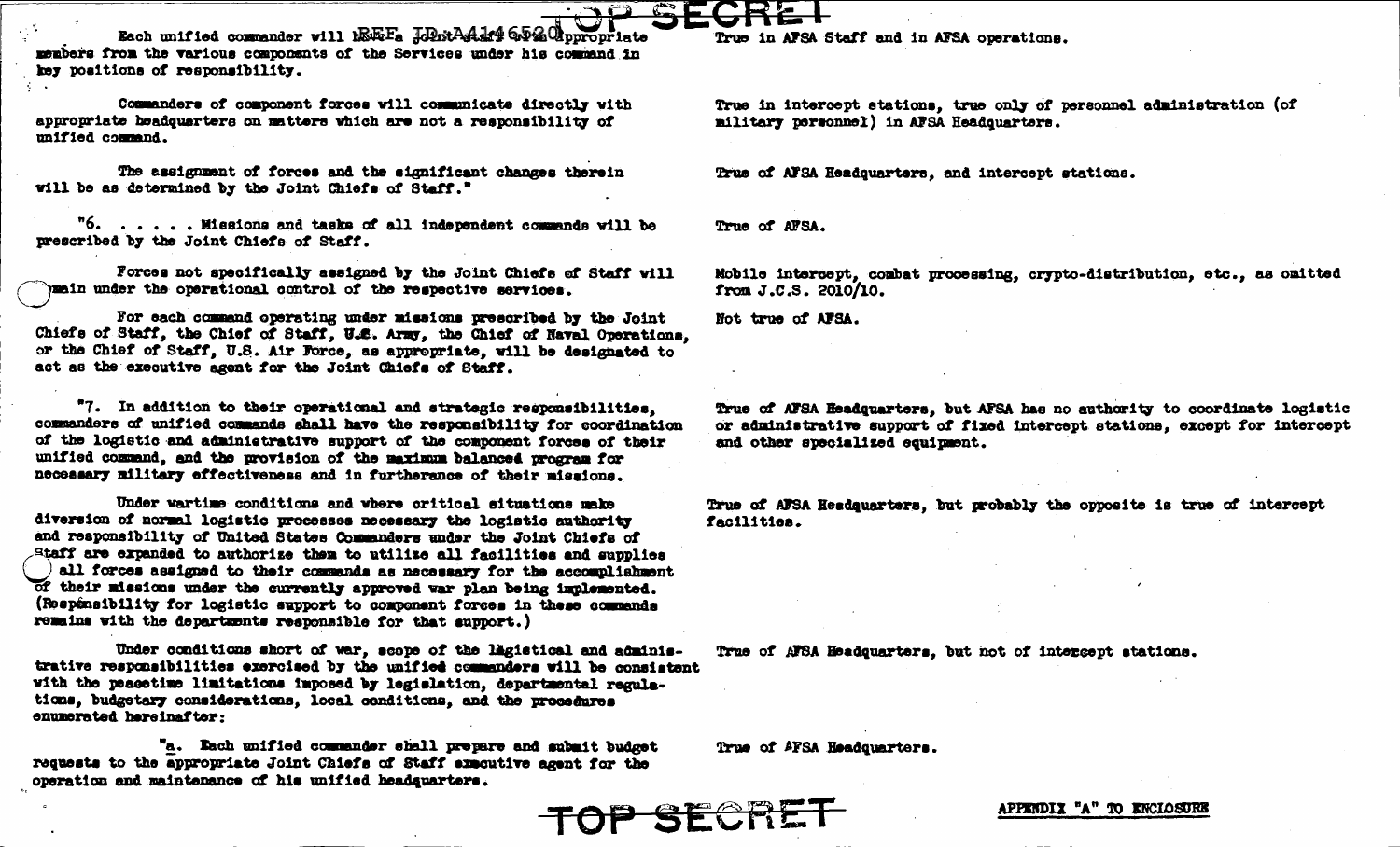TOP SECRET

REF ID:A414652

| | |
|---|---|
| Each unified commander will the Joint staff appropriate members from the various components of the Services under his command in key positions of responsibility. | True in AFSA Staff and in AFSA operations. |
| Commanders of component forces will communicate directly with appropriate headquarters on matters which are not a responsibility of unified command. | True in intercept stations, true only of personnel administration (of military personnel) in AFSA Headquarters. |
| The assignment of forces and the significant changes therein will be as determined by the Joint Chiefs of Staff." | True of AFSA Headquarters, and intercept stations. |
| "6. . . . . . Missions and tasks of all independent commands will be prescribed by the Joint Chiefs of Staff. | True of AFSA. |
| Forces not specifically assigned by the Joint Chiefs of Staff will remain under the operational control of the respective services. | Mobile intercept, combat processing, crypto-distribution, etc., as omitted from J.C.S. 2010/10. |
| For each command operating under missions prescribed by the Joint Chiefs of Staff, the Chief of Staff, U.S. Army, the Chief of Naval Operations, or the Chief of Staff, U.S. Air Force, as appropriate, will be designated to act as the executive agent for the Joint Chiefs of Staff. | Not true of AFSA. |
| "7. In addition to their operational and strategic responsibilities, commanders of unified commands shall have the responsibility for coordination of the logistic and administrative support of the component forces of their unified command, and the provision of the maximum balanced program for necessary military effectiveness and in furtherance of their missions. | True of AFSA Headquarters, but AFSA has no authority to coordinate logistic or administrative support of fixed intercept stations, except for intercept and other specialized equipment. |
| Under wartime conditions and where critical situations make diversion of normal logistic processes necessary the logistic authority and responsibility of United States Commanders under the Joint Chiefs of Staff are expanded to authorize them to utilize all facilities and supplies of all forces assigned to their commands as necessary for the accomplishment of their missions under the currently approved war plan being implemented. (Responsibility for logistic support to component forces in these commands remains with the departments responsible for that support.) | True of AFSA Headquarters, but probably the opposite is true of intercept facilities. |
| Under conditions short of war, scope of the logistical and administrative responsibilities exercised by the unified commanders will be consistent with the peacetime limitations imposed by legislation, departmental regulations, budgetary considerations, local conditions, and the procedures enumerated hereinafter: | True of AFSA Headquarters, but not of intercept stations. |
| "a. Each unified commander shall prepare and submit budget requests to the appropriate Joint Chiefs of Staff executive agent for the operation and maintenance of his unified headquarters. | True of AFSA Headquarters. |

TOP SECRET

APPENDIX "A" TO ENCLOSURE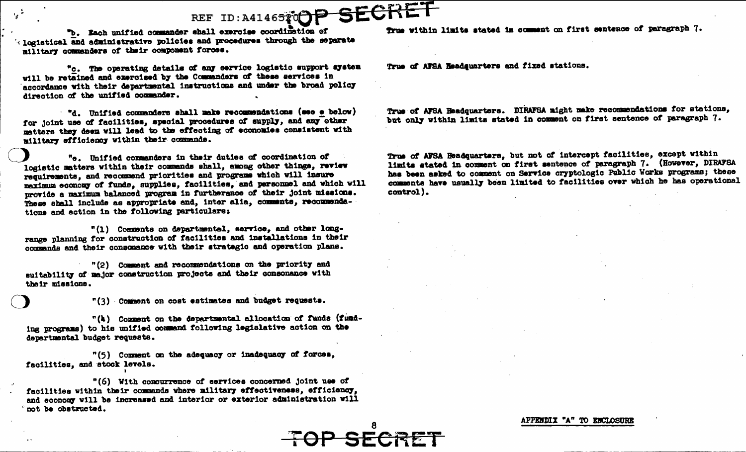| | |
|---|---|
| "b. Each unified commander shall exercise coordination of logistical and administrative policies and procedures through the separate military commanders of their component forces. | True within limits stated in comment on first sentence of paragraph 7. |
| "c. The operating details of any service logistic support system will be retained and exercised by the Commanders of these services in accordance with their departmental instructions and under the broad policy direction of the unified commander. | True of AFSA Headquarters and fixed stations. |
| "d. Unified commanders shall make recommendations (see e below) for joint use of facilities, special procedures of supply, and any other matters they deem will lead to the effecting of economies consistent with military efficiency within their commands. | True of AFSA Headquarters. DIRAFSA might make recommendations for stations, but only within limits stated in comment on first sentence of paragraph 7. |
| "e. Unified commanders in their duties of coordination of logistic matters within their commands shall, among other things, review requirements, and recommend priorities and programs which will insure maximum economy of funds, supplies, facilities, and personnel and which will provide a maximum balanced program in furtherance of their joint missions. These shall include as appropriate and, inter alia, comments, recommendations and action in the following particulars: | True of AFSA Headquarters, but not of intercept facilities, except within limits stated in comment on first sentence of paragraph 7. (However, DIRAFSA has been asked to comment on Service cryptologic Public Works programs; these comments have usually been limited to facilities over which he has operational control). |

"(1) Comments on departmental, service, and other long-range planning for construction of facilities and installations in their commands and their consonance with their strategic and operation plans.

"(2) Comment and recommendations on the priority and suitability of major construction projects and their consonance with their missions.

"(3) Comment on cost estimates and budget requests.

"(4) Comment on the departmental allocation of funds (funding programs) to his unified command following legislative action on the departmental budget requests.

"(5) Comment on the adequacy or inadequacy of forces, facilities, and stock levels.

"(6) With concurrence of services concerned joint use of facilities within their commands where military effectiveness, efficiency, and economy will be increased and interior or exterior administration will not be obstructed.

APPENDIX "A" TO ENCLOSURE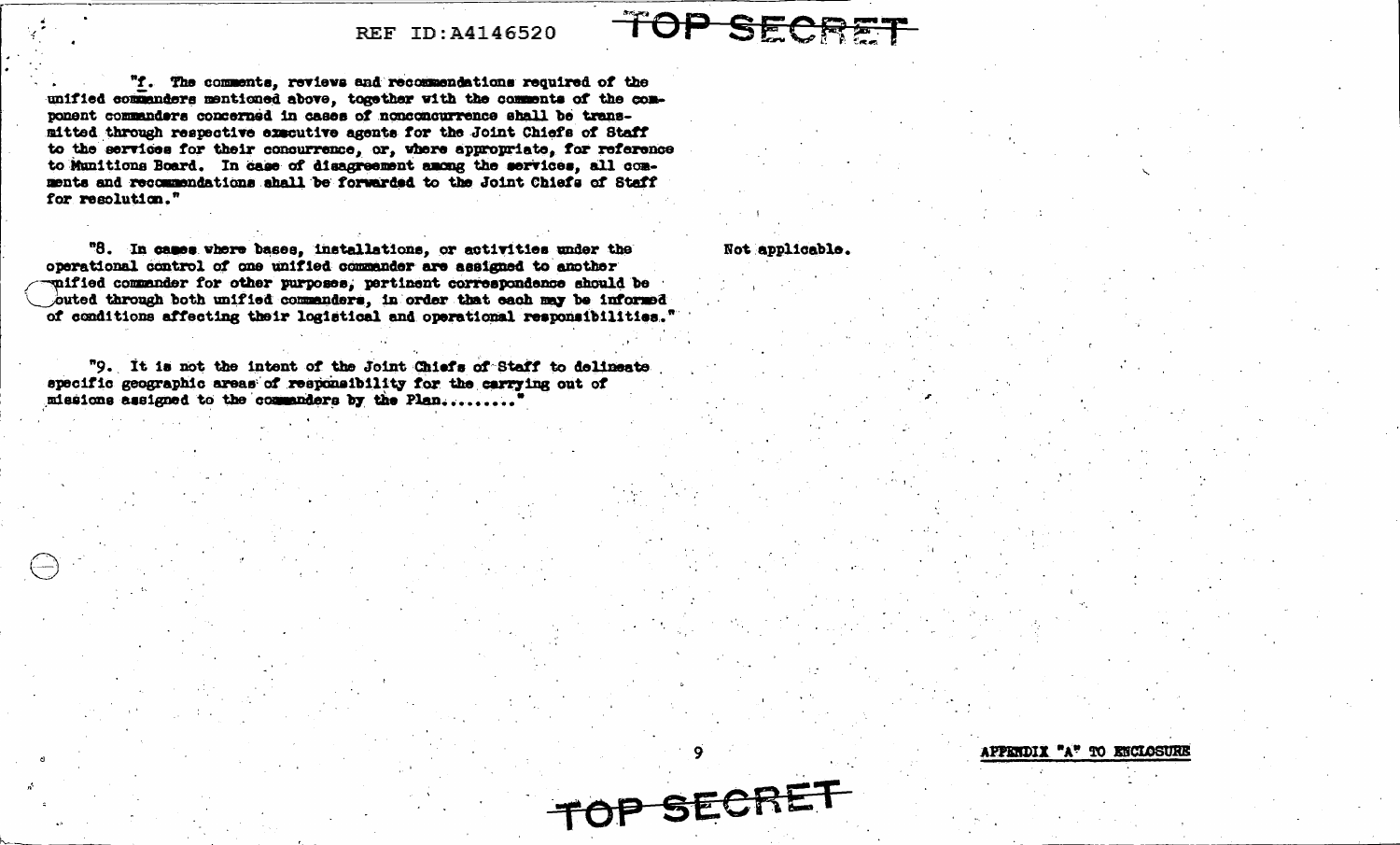"f. The comments, reviews and recommendations required of the unified commanders mentioned above, together with the comments of the component commanders concerned in cases of nonconcurrence shall be transmitted through respective executive agents for the Joint Chiefs of Staff to the services for their concurrence, or, where appropriate, for reference to Munitions Board. In case of disagreement among the services, all comments and recommendations shall be forwarded to the Joint Chiefs of Staff for resolution."

"8. In cases where bases, installations, or activities under the operational control of one unified commander are assigned to another unified commander for other purposes, pertinent correspondence should be routed through both unified commanders, in order that each may be informed of conditions affecting their logistical and operational responsibilities."

Not applicable.

"9. It is not the intent of the Joint Chiefs of Staff to delineate specific geographic areas of responsibility for the carrying out of missions assigned to the commanders by the Plan........"

APPENDIX "A" TO ENCLOSURE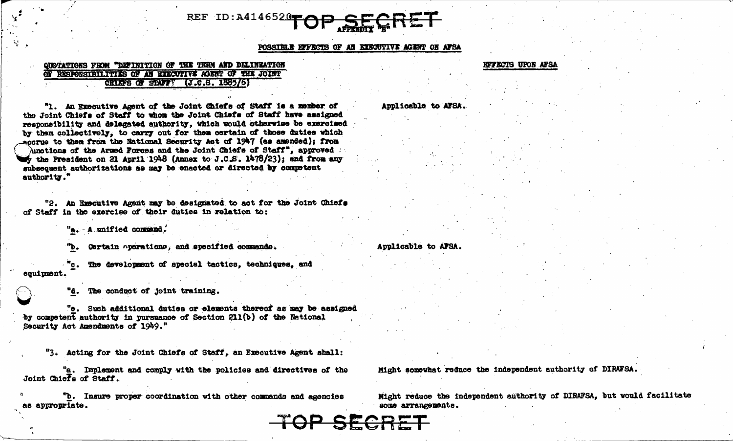TOP SECRET

APPENDIX "B"

POSSIBLE EFFECTS OF AN EXECUTIVE AGENT ON AFSA

| QUOTATIONS FROM "DEFINITION OF THE TERM AND DELINEATION OF RESPONSIBILITIES OF AN EXECUTIVE AGENT OF THE JOINT CHIEFS OF STAFF" (J.C.S. 1885/6) | EFFECTS UPON AFSA |
|---|---|
| "1. An Executive Agent of the Joint Chiefs of Staff is a member of the Joint Chiefs of Staff to whom the Joint Chiefs of Staff have assigned responsibility and delegated authority, which would otherwise be exercised by them collectively, to carry out for them certain of those duties which accrue to them from the National Security Act of 1947 (as amended); from "Functions of the Armed Forces and the Joint Chiefs of Staff", approved by the President on 21 April 1948 (Annex to J.C.S. 1478/23); and from any subsequent authorizations as may be enacted or directed by competent authority." | Applicable to AFSA. |
| "2. An Executive Agent may be designated to act for the Joint Chiefs of Staff in the exercise of their duties in relation to: | |
| "a. A unified command. | |
| "b. Certain operations, and specified commands. | Applicable to AFSA. |
| "c. The development of special tactics, techniques, and equipment. | |
| "d. The conduct of joint training. | |
| "e. Such additional duties or elements thereof as may be assigned by competent authority in pursuance of Section 211(b) of the National Security Act Amendments of 1949." | |
| "3. Acting for the Joint Chiefs of Staff, an Executive Agent shall: | |
| "a. Implement and comply with the policies and directives of the Joint Chiefs of Staff. | Might somewhat reduce the independent authority of DIRAFSA. |
| "b. Insure proper coordination with other commands and agencies as appropriate. | Might reduce the independent authority of DIRAFSA, but would facilitate some arrangements. |

TOP SECRET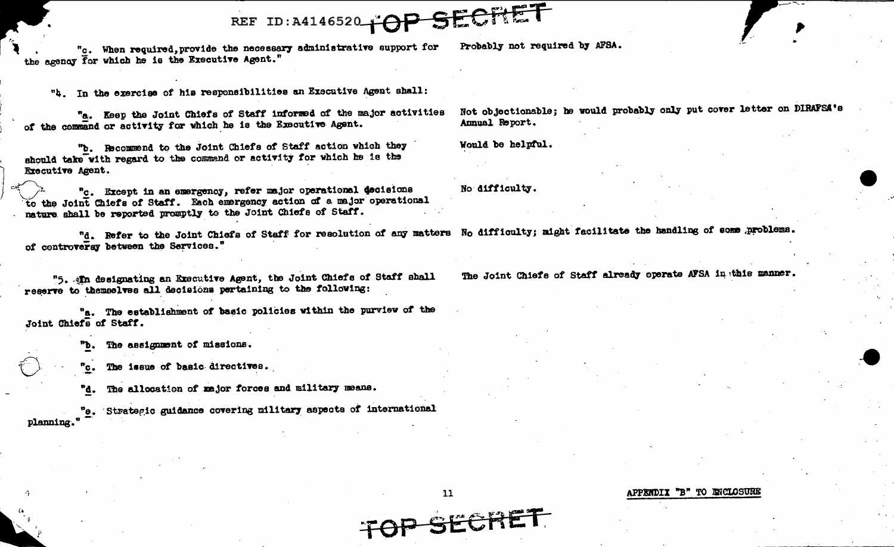| | |
|---|---|
| "c. When required, provide the necessary administrative support for the agency for which he is the Executive Agent." | Probably not required by AFSA. |
| "4. In the exercise of his responsibilities an Executive Agent shall: | |
| "a. Keep the Joint Chiefs of Staff informed of the major activities of the command or activity for which he is the Executive Agent. | Not objectionable; he would probably only put cover letter on DIRAFSA's Annual Report. |
| "b. Recommend to the Joint Chiefs of Staff action which they should take with regard to the command or activity for which he is the Executive Agent. | Would be helpful. |
| "c. Except in an emergency, refer major operational decisions to the Joint Chiefs of Staff. Each emergency action of a major operational nature shall be reported promptly to the Joint Chiefs of Staff. | No difficulty. |
| "d. Refer to the Joint Chiefs of Staff for resolution of any matters of controversy between the Services." | No difficulty; might facilitate the handling of some problems. |
| "5. In designating an Executive Agent, the Joint Chiefs of Staff shall reserve to themselves all decisions pertaining to the following: | The Joint Chiefs of Staff already operate AFSA in this manner. |
| "a. The establishment of basic policies within the purview of the Joint Chiefs of Staff. | |
| "b. The assignment of missions. | |
| "c. The issue of basic directives. | |
| "d. The allocation of major forces and military means. | |
| "e. Strategic guidance covering military aspects of international planning." | |

APPENDIX "B" TO ENCLOSURE